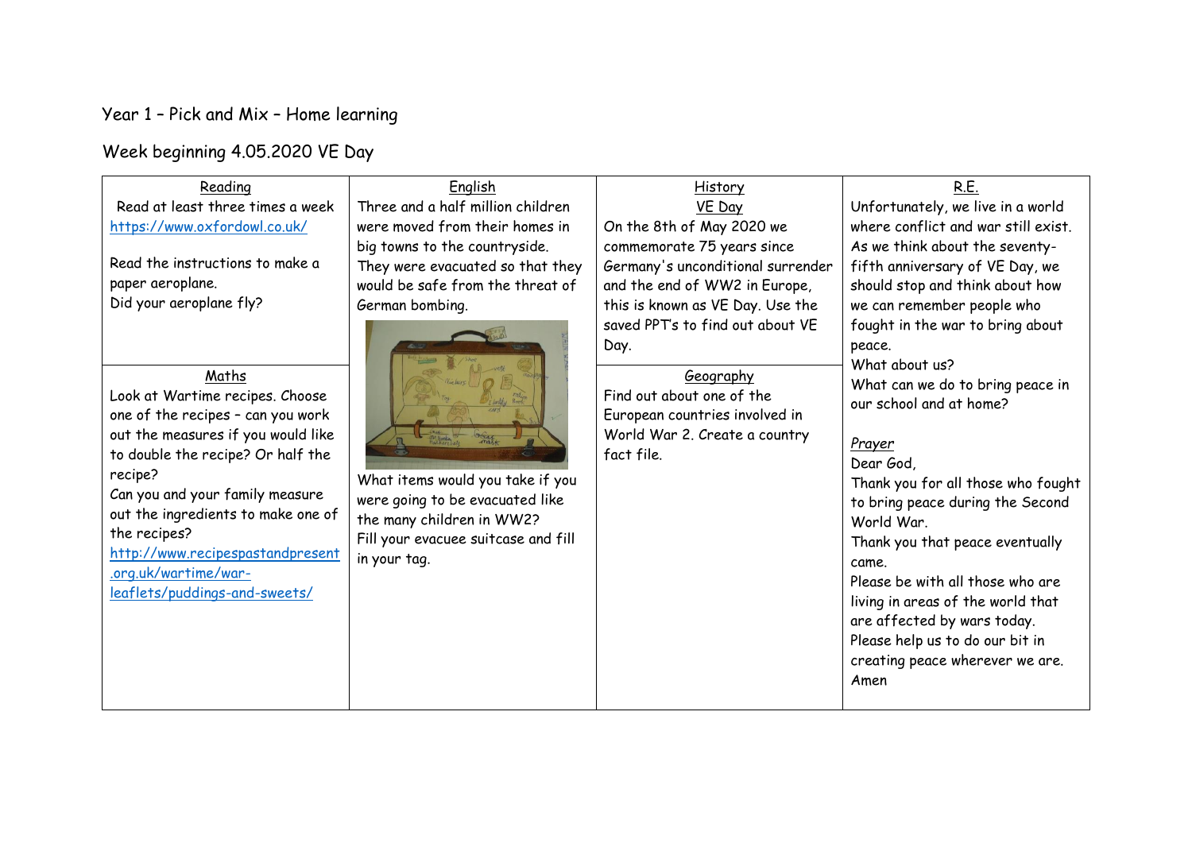Year 1 – Pick and Mix – Home learning

Week beginning 4.05.2020 VE Day

## Reading

Read at least three times a week
https://www.oxfordowl.co.uk/

Read the instructions to make a paper aeroplane.
Did your aeroplane fly?

## Maths

Look at Wartime recipes. Choose one of the recipes – can you work out the measures if you would like to double the recipe? Or half the recipe?
Can you and your family measure out the ingredients to make one of the recipes?
http://www.recipespastandpresent.org.uk/wartime/war-leaflets/puddings-and-sweets/

## English

Three and a half million children were moved from their homes in big towns to the countryside. They were evacuated so that they would be safe from the threat of German bombing.

What items would you take if you were going to be evacuated like the many children in WW2?
Fill your evacuee suitcase and fill in your tag.

## History

### VE Day

On the 8th of May 2020 we commemorate 75 years since Germany's unconditional surrender and the end of WW2 in Europe, this is known as VE Day. Use the saved PPT's to find out about VE Day.

## Geography

Find out about one of the European countries involved in World War 2. Create a country fact file.

## R.E.

Unfortunately, we live in a world where conflict and war still exist. As we think about the seventy-fifth anniversary of VE Day, we should stop and think about how we can remember people who fought in the war to bring about peace.
What about us?
What can we do to bring peace in our school and at home?

*Prayer*

Dear God,
Thank you for all those who fought to bring peace during the Second World War.
Thank you that peace eventually came.
Please be with all those who are living in areas of the world that are affected by wars today.
Please help us to do our bit in creating peace wherever we are.
Amen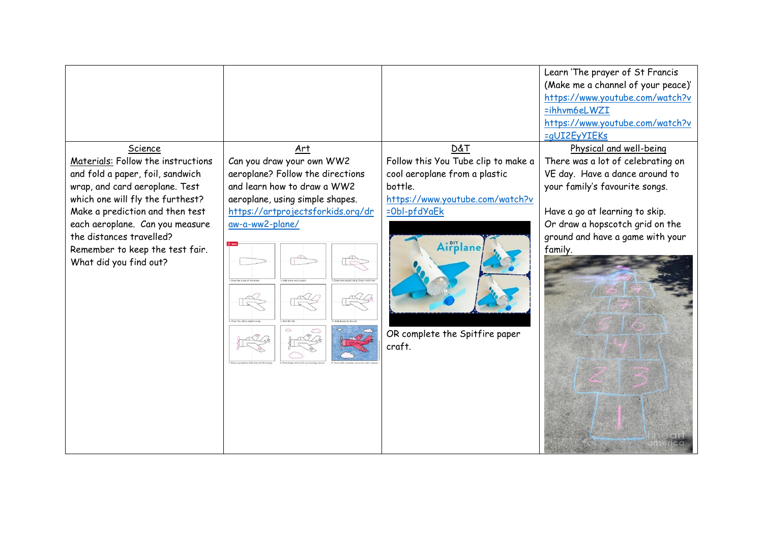| | | | |
|---|---|---|---|
| | | | Learn 'The prayer of St Francis (Make me a channel of your peace)' https://www.youtube.com/watch?v=ihhvm6eLWZI https://www.youtube.com/watch?v=gUI2EyYIEKs |
| <u>Science</u><br><u>Materials:</u> Follow the instructions and fold a paper, foil, sandwich wrap, and card aeroplane. Test which one will fly the furthest? Make a prediction and then test each aeroplane. Can you measure the distances travelled? Remember to keep the test fair. What did you find out? | <u>Art</u><br>Can you draw your own WW2 aeroplane? Follow the directions and learn how to draw a WW2 aeroplane, using simple shapes. https://artprojectsforkids.org/draw-a-ww2-plane/ | <u>D&T</u><br>Follow this You Tube clip to make a cool aeroplane from a plastic bottle. https://www.youtube.com/watch?v=0bl-pfdYaEk<br><br>OR complete the Spitfire paper craft. | <u>Physical and well-being</u><br>There was a lot of celebrating on VE day. Have a dance around to your family's favourite songs.<br><br>Have a go at learning to skip. Or draw a hopscotch grid on the ground and have a game with your family. |